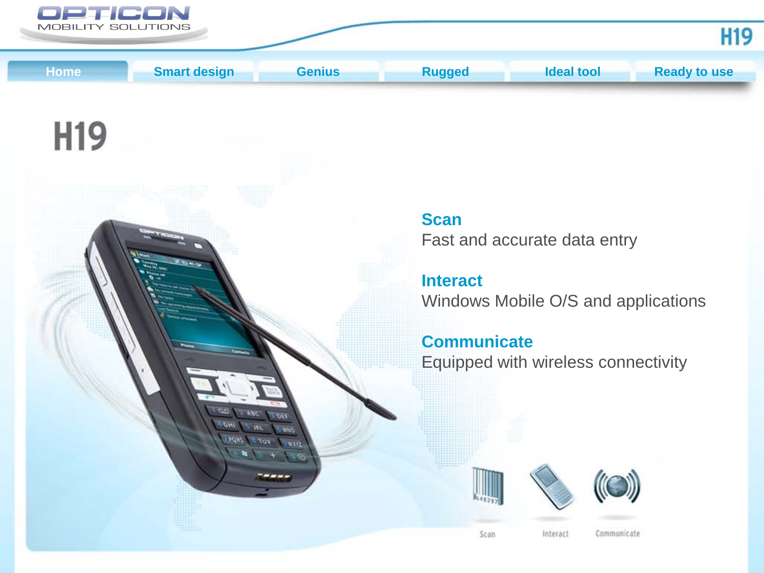Home | Smart design | Genius | Rugged | Ideal tool | Ready to use

# H19

**Scan**
Fast and accurate data entry

**Interact**
Windows Mobile O/S and applications

**Communicate**
Equipped with wireless connectivity

Scan Interact Communicate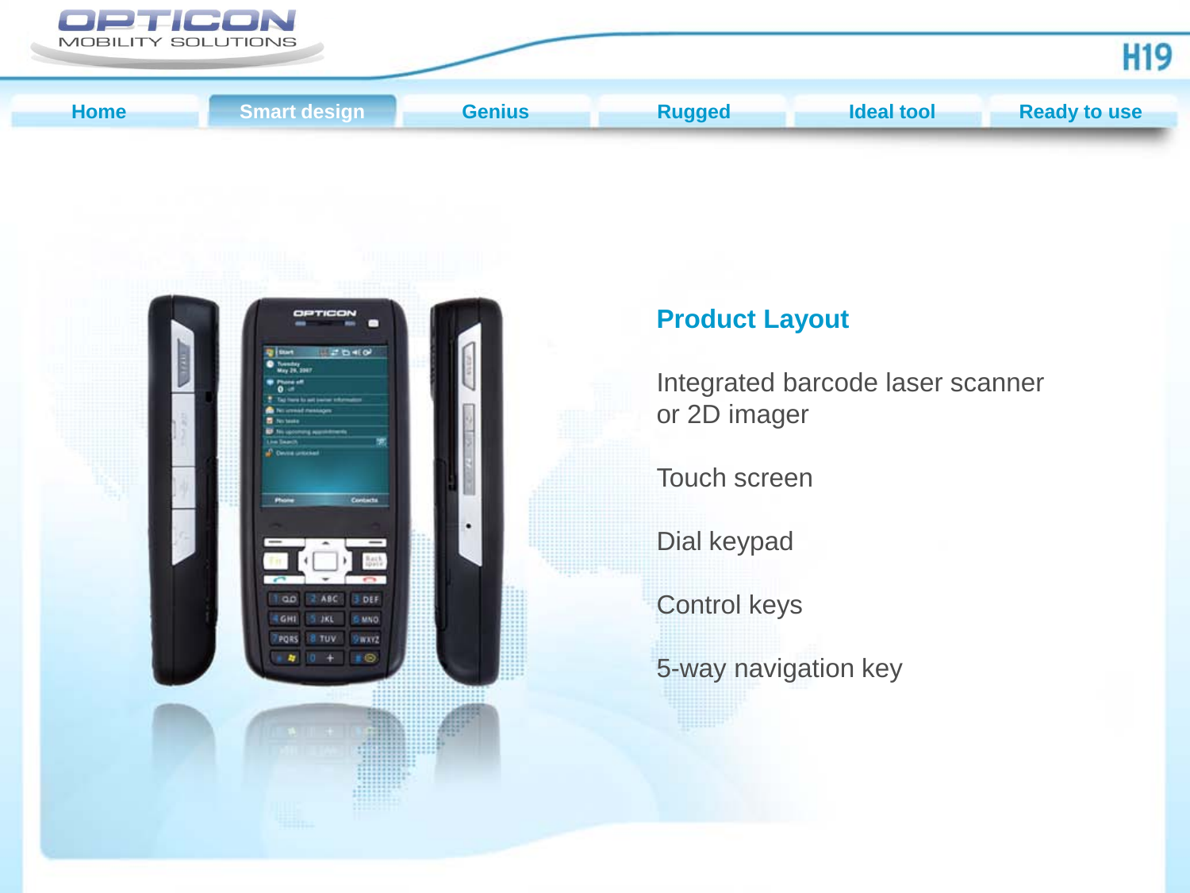Home | Smart design | Genius | Rugged | Ideal tool | Ready to use

## Product Layout

Integrated barcode laser scanner or 2D imager

Touch screen

Dial keypad

Control keys

5-way navigation key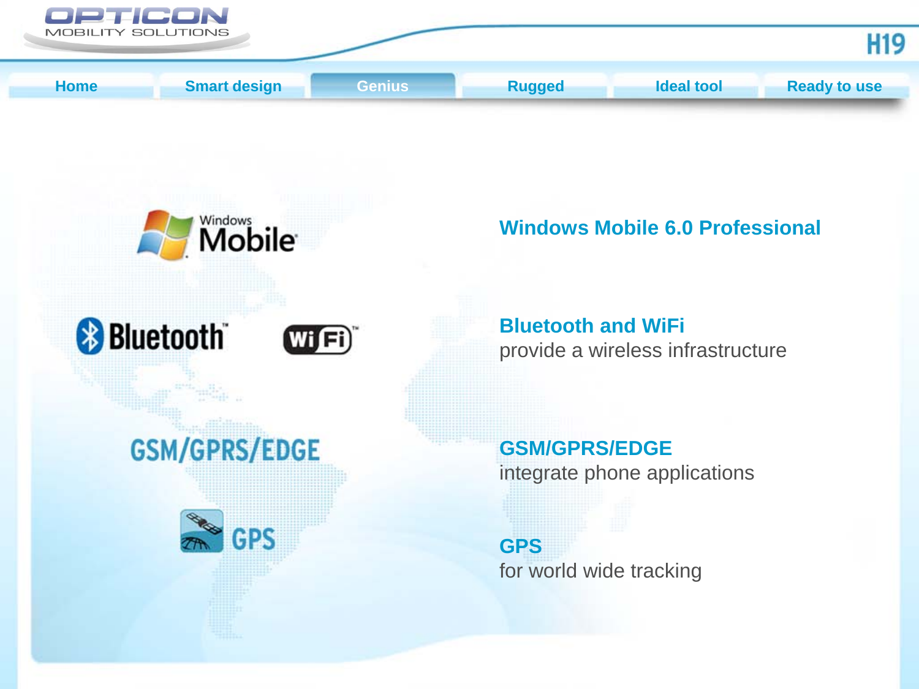Home | Smart design | Genius | Rugged | Ideal tool | Ready to use

**Windows Mobile 6.0 Professional**

**Bluetooth and WiFi**
provide a wireless infrastructure

**GSM/GPRS/EDGE**
integrate phone applications

**GPS**
for world wide tracking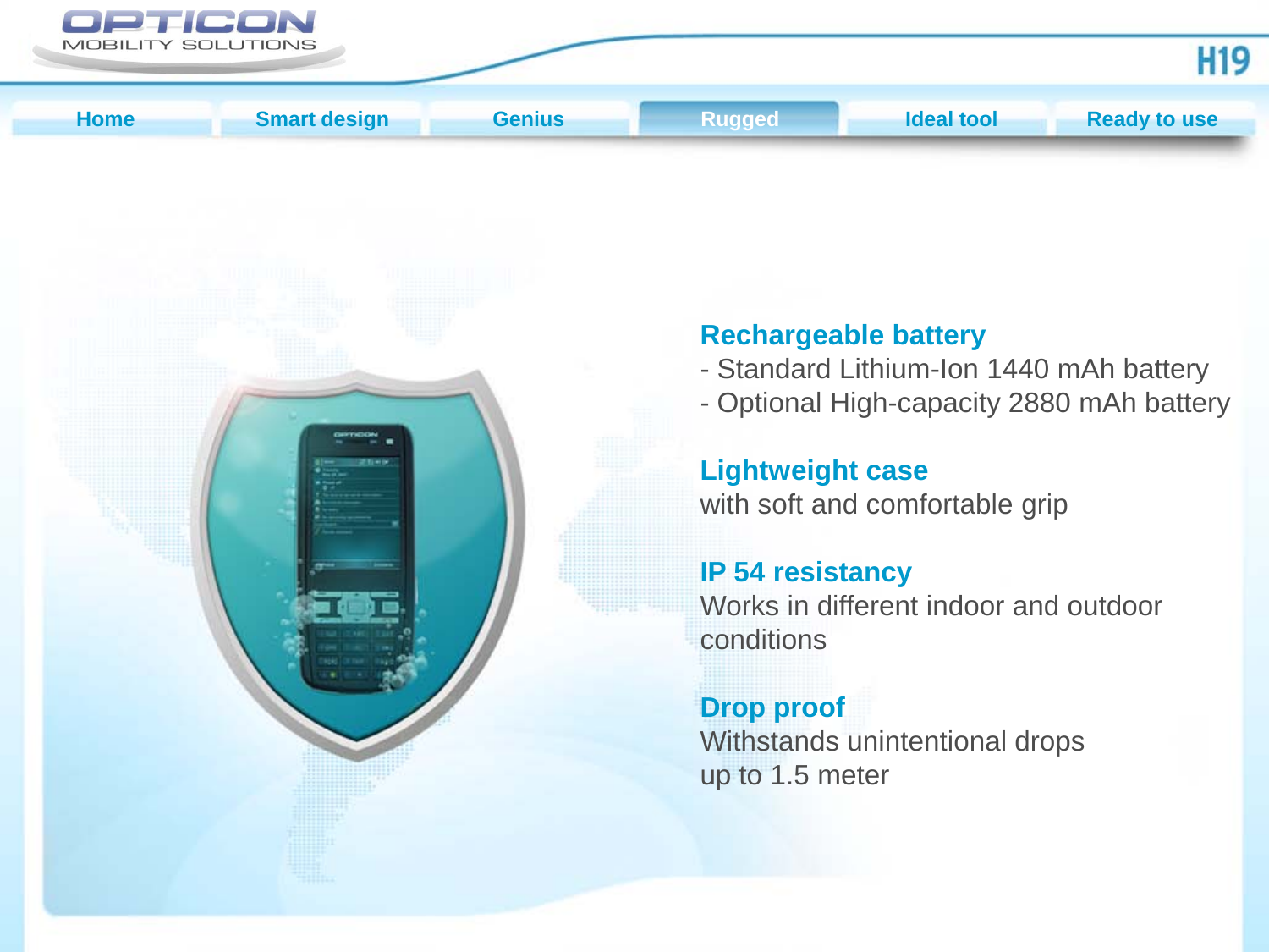Home | Smart design | Genius | Rugged | Ideal tool | Ready to use

## Rechargeable battery

- Standard Lithium-Ion 1440 mAh battery
- Optional High-capacity 2880 mAh battery

## Lightweight case

with soft and comfortable grip

## IP 54 resistancy

Works in different indoor and outdoor conditions

## Drop proof

Withstands unintentional drops up to 1.5 meter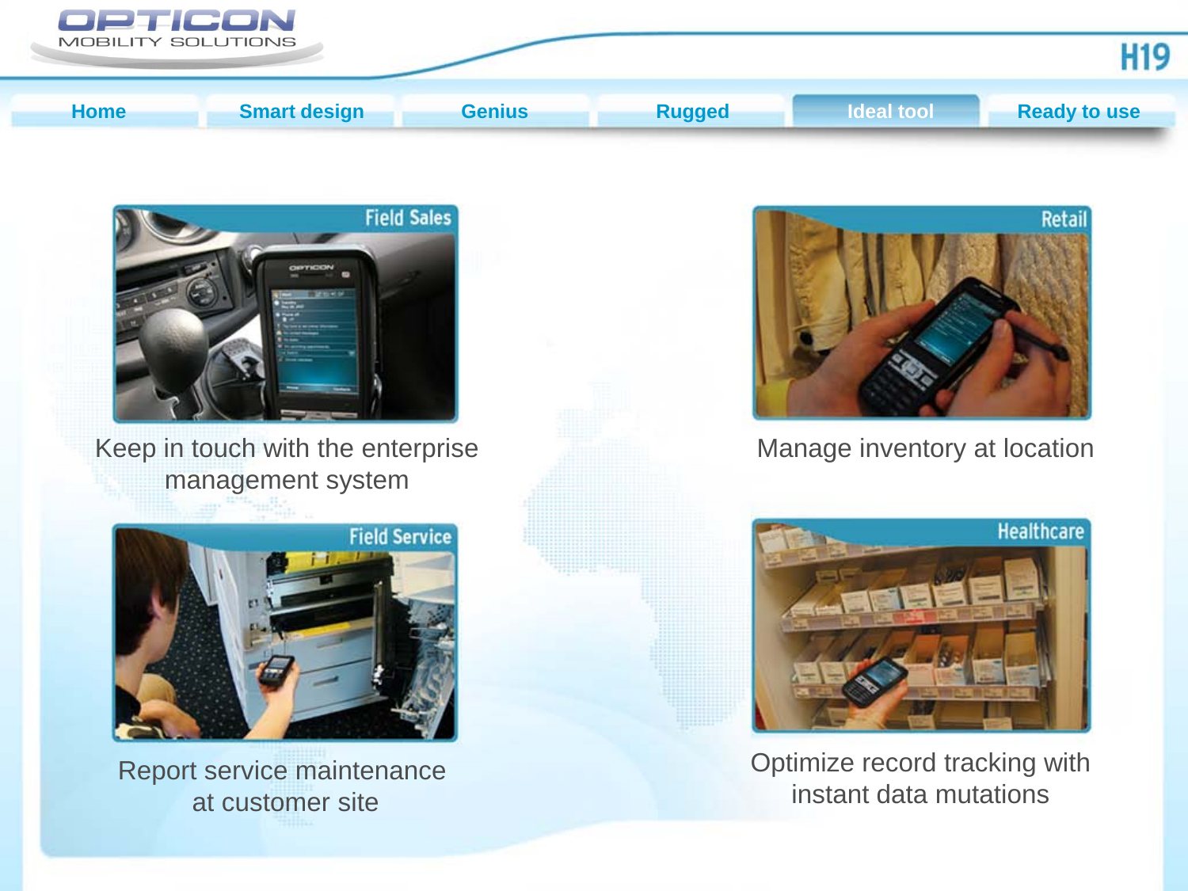Home | Smart design | Genius | Rugged | **Ideal tool** | Ready to use

## Field Sales

Keep in touch with the enterprise management system

## Retail

Manage inventory at location

## Field Service

Report service maintenance at customer site

## Healthcare

Optimize record tracking with instant data mutations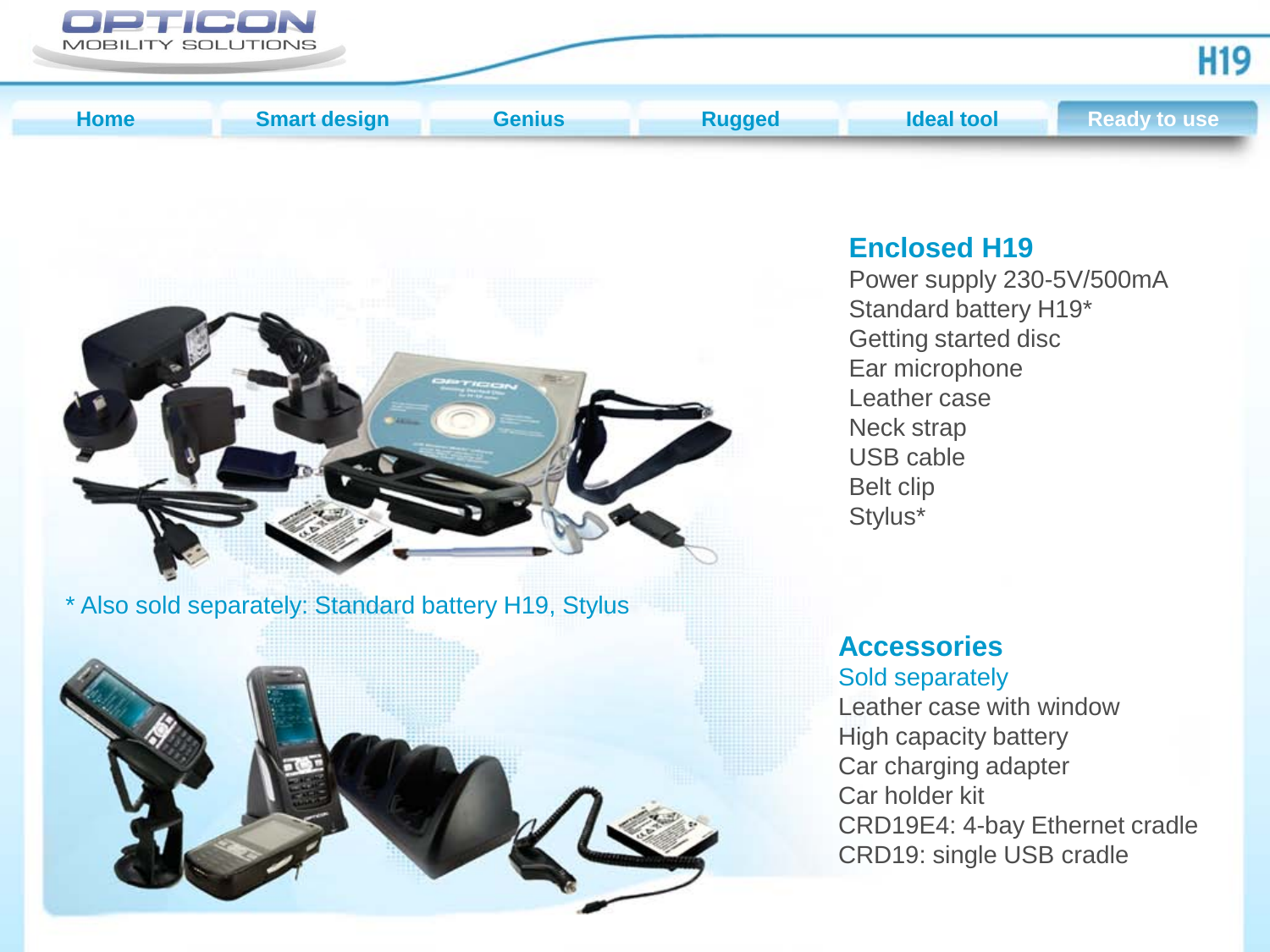## Enclosed H19

- Power supply 230-5V/500mA
- Standard battery H19*
- Getting started disc
- Ear microphone
- Leather case
- Neck strap
- USB cable
- Belt clip
- Stylus*

* Also sold separately: Standard battery H19, Stylus

## Accessories

Sold separately

- Leather case with window
- High capacity battery
- Car charging adapter
- Car holder kit
- CRD19E4: 4-bay Ethernet cradle
- CRD19: single USB cradle